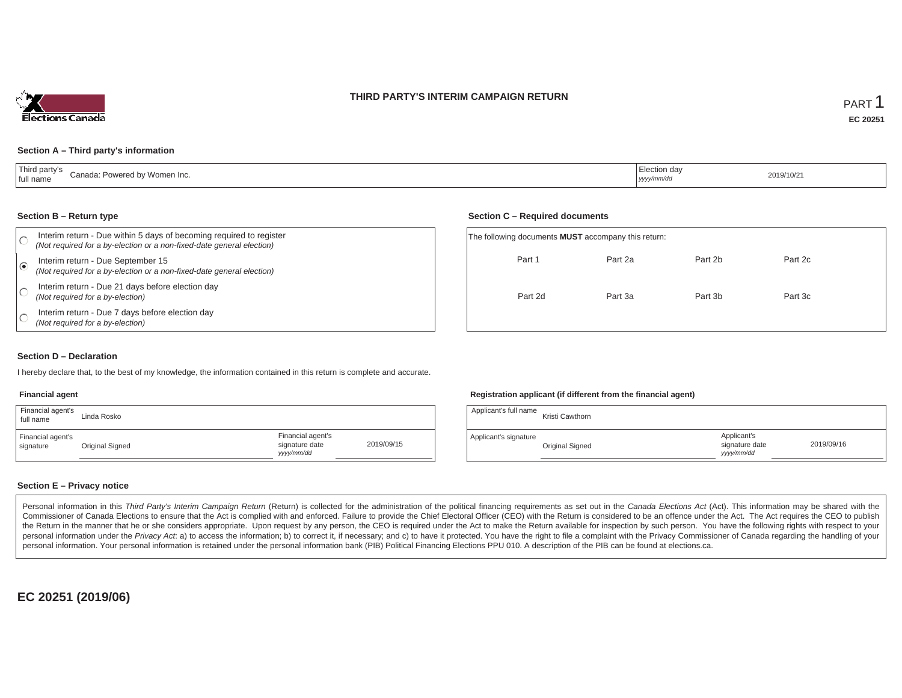# THIRD PARTY'S INTERIM CAMPAIGN RETURN

PART 1

**EC 20251**

### Section A – Third party's information

| | | | |
|---|---|---|---|
| Third party's full name | Canada: Powered by Women Inc. | Election day *yyyy/mm/dd* | 2019/10/21 |

### Section B – Return type

- ○ Interim return - Due within 5 days of becoming required to register *(Not required for a by-election or a non-fixed-date general election)*
- ◉ Interim return - Due September 15 *(Not required for a by-election or a non-fixed-date general election)*
- ○ Interim return - Due 21 days before election day *(Not required for a by-election)*
- ○ Interim return - Due 7 days before election day *(Not required for a by-election)*

### Section C – Required documents

The following documents **MUST** accompany this return:

| | | | |
|---|---|---|---|
| Part 1 | Part 2a | Part 2b | Part 2c |
| Part 2d | Part 3a | Part 3b | Part 3c |

### Section D – Declaration

I hereby declare that, to the best of my knowledge, the information contained in this return is complete and accurate.

**Financial agent**

| | | | |
|---|---|---|---|
| Financial agent's full name | Linda Rosko | | |
| Financial agent's signature | Original Signed | Financial agent's signature date *yyyy/mm/dd* | 2019/09/15 |

**Registration applicant (if different from the financial agent)**

| | | | |
|---|---|---|---|
| Applicant's full name | Kristi Cawthorn | | |
| Applicant's signature | Original Signed | Applicant's signature date *yyyy/mm/dd* | 2019/09/16 |

### Section E – Privacy notice

Personal information in this *Third Party's Interim Campaign Return* (Return) is collected for the administration of the political financing requirements as set out in the *Canada Elections Act* (Act). This information may be shared with the Commissioner of Canada Elections to ensure that the Act is complied with and enforced. Failure to provide the Chief Electoral Officer (CEO) with the Return is considered to be an offence under the Act. The Act requires the CEO to publish the Return in the manner that he or she considers appropriate. Upon request by any person, the CEO is required under the Act to make the Return available for inspection by such person. You have the following rights with respect to your personal information under the *Privacy Act*: a) to access the information; b) to correct it, if necessary; and c) to have it protected. You have the right to file a complaint with the Privacy Commissioner of Canada regarding the handling of your personal information. Your personal information is retained under the personal information bank (PIB) Political Financing Elections PPU 010. A description of the PIB can be found at elections.ca.

**EC 20251 (2019/06)**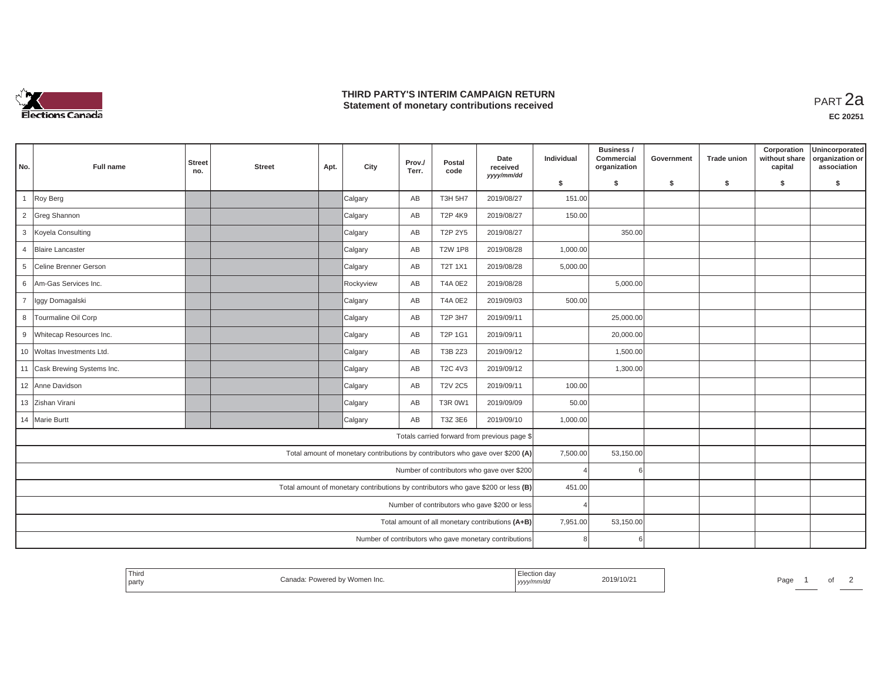# THIRD PARTY'S INTERIM CAMPAIGN RETURN
## Statement of monetary contributions received

PART 2a

EC 20251

| No. | Full name | Street no. | Street | Apt. | City | Prov./ Terr. | Postal code | Date received yyyy/mm/dd | Individual $ | Business / Commercial organization $ | Government $ | Trade union $ | Corporation without share capital $ | Unincorporated organization or association $ |
|---|---|---|---|---|---|---|---|---|---|---|---|---|---|---|
| 1 | Roy Berg | | | | Calgary | AB | T3H 5H7 | 2019/08/27 | 151.00 | | | | | |
| 2 | Greg Shannon | | | | Calgary | AB | T2P 4K9 | 2019/08/27 | 150.00 | | | | | |
| 3 | Koyela Consulting | | | | Calgary | AB | T2P 2Y5 | 2019/08/27 | | 350.00 | | | | |
| 4 | Blaire Lancaster | | | | Calgary | AB | T2W 1P8 | 2019/08/28 | 1,000.00 | | | | | |
| 5 | Celine Brenner Gerson | | | | Calgary | AB | T2T 1X1 | 2019/08/28 | 5,000.00 | | | | | |
| 6 | Am-Gas Services Inc. | | | | Rockyview | AB | T4A 0E2 | 2019/08/28 | | 5,000.00 | | | | |
| 7 | Iggy Domagalski | | | | Calgary | AB | T4A 0E2 | 2019/09/03 | 500.00 | | | | | |
| 8 | Tourmaline Oil Corp | | | | Calgary | AB | T2P 3H7 | 2019/09/11 | | 25,000.00 | | | | |
| 9 | Whitecap Resources Inc. | | | | Calgary | AB | T2P 1G1 | 2019/09/11 | | 20,000.00 | | | | |
| 10 | Woltas Investments Ltd. | | | | Calgary | AB | T3B 2Z3 | 2019/09/12 | | 1,500.00 | | | | |
| 11 | Cask Brewing Systems Inc. | | | | Calgary | AB | T2C 4V3 | 2019/09/12 | | 1,300.00 | | | | |
| 12 | Anne Davidson | | | | Calgary | AB | T2V 2C5 | 2019/09/11 | 100.00 | | | | | |
| 13 | Zishan Virani | | | | Calgary | AB | T3R 0W1 | 2019/09/09 | 50.00 | | | | | |
| 14 | Marie Burtt | | | | Calgary | AB | T3Z 3E6 | 2019/09/10 | 1,000.00 | | | | | |
| | Totals carried forward from previous page $ | | | | | | | | | | | | | |
| | Total amount of monetary contributions by contributors who gave over $200 (A) | | | | | | | | 7,500.00 | 53,150.00 | | | | |
| | Number of contributors who gave over $200 | | | | | | | | 4 | 6 | | | | |
| | Total amount of monetary contributions by contributors who gave $200 or less (B) | | | | | | | | 451.00 | | | | | |
| | Number of contributors who gave $200 or less | | | | | | | | 4 | | | | | |
| | Total amount of all monetary contributions (A+B) | | | | | | | | 7,951.00 | 53,150.00 | | | | |
| | Number of contributors who gave monetary contributions | | | | | | | | 8 | 6 | | | | |

| Third party | Canada: Powered by Women Inc. | Election day yyyy/mm/dd | 2019/10/21 |
|---|---|---|---|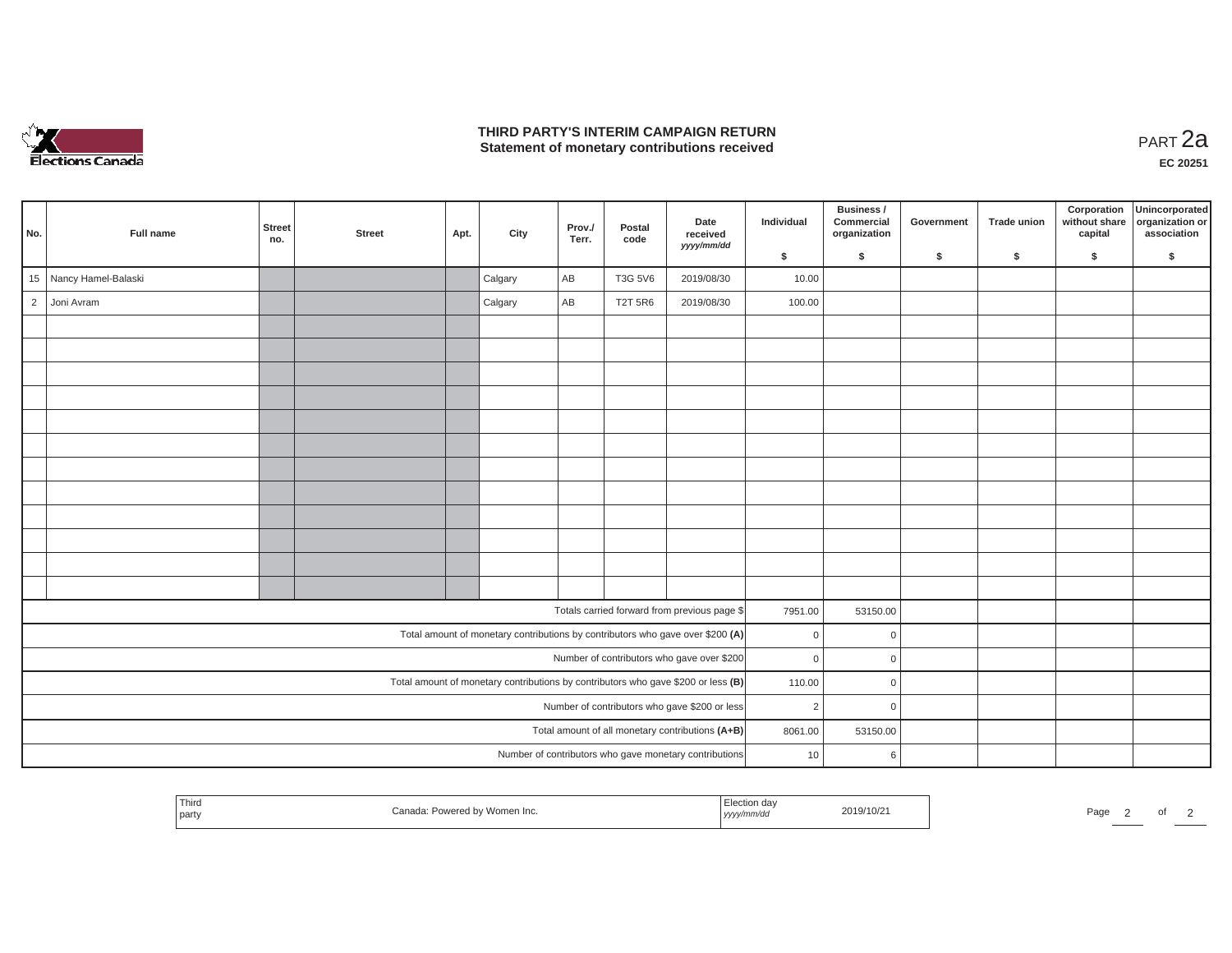# THIRD PARTY'S INTERIM CAMPAIGN RETURN
## Statement of monetary contributions received

PART 2a

**EC 20251**

| No. | Full name | Street no. | Street | Apt. | City | Prov./ Terr. | Postal code | Date received yyyy/mm/dd | Individual $ | Business / Commercial organization $ | Government $ | Trade union $ | Corporation without share capital $ | Unincorporated organization or association $ |
|---|---|---|---|---|---|---|---|---|---|---|---|---|---|---|
| 15 | Nancy Hamel-Balaski | | | | Calgary | AB | T3G 5V6 | 2019/08/30 | 10.00 | | | | | |
| 2 | Joni Avram | | | | Calgary | AB | T2T 5R6 | 2019/08/30 | 100.00 | | | | | |
| | | | | | | | | | | | | | | |
| | | | | | | | | | | | | | | |
| | | | | | | | | | | | | | | |
| | | | | | | | | | | | | | | |
| | | | | | | | | | | | | | | |
| | | | | | | | | | | | | | | |
| | | | | | | | | | | | | | | |
| | | | | | | | | | | | | | | |
| | | | | | | | | | | | | | | |
| | | | | | | | | | | | | | | |
| | | | | | | | | | | | | | | |
| | | | | | | | | | | | | | | |
| Totals carried forward from previous page $ | | | | | | | | | 7951.00 | 53150.00 | | | | |
| Total amount of monetary contributions by contributors who gave over $200 (A) | | | | | | | | | 0 | 0 | | | | |
| Number of contributors who gave over $200 | | | | | | | | | 0 | 0 | | | | |
| Total amount of monetary contributions by contributors who gave $200 or less (B) | | | | | | | | | 110.00 | 0 | | | | |
| Number of contributors who gave $200 or less | | | | | | | | | 2 | 0 | | | | |
| Total amount of all monetary contributions (A+B) | | | | | | | | | 8061.00 | 53150.00 | | | | |
| Number of contributors who gave monetary contributions | | | | | | | | | 10 | 6 | | | | |

| Third party | Canada: Powered by Women Inc. | Election day yyyy/mm/dd | 2019/10/21 |
|---|---|---|---|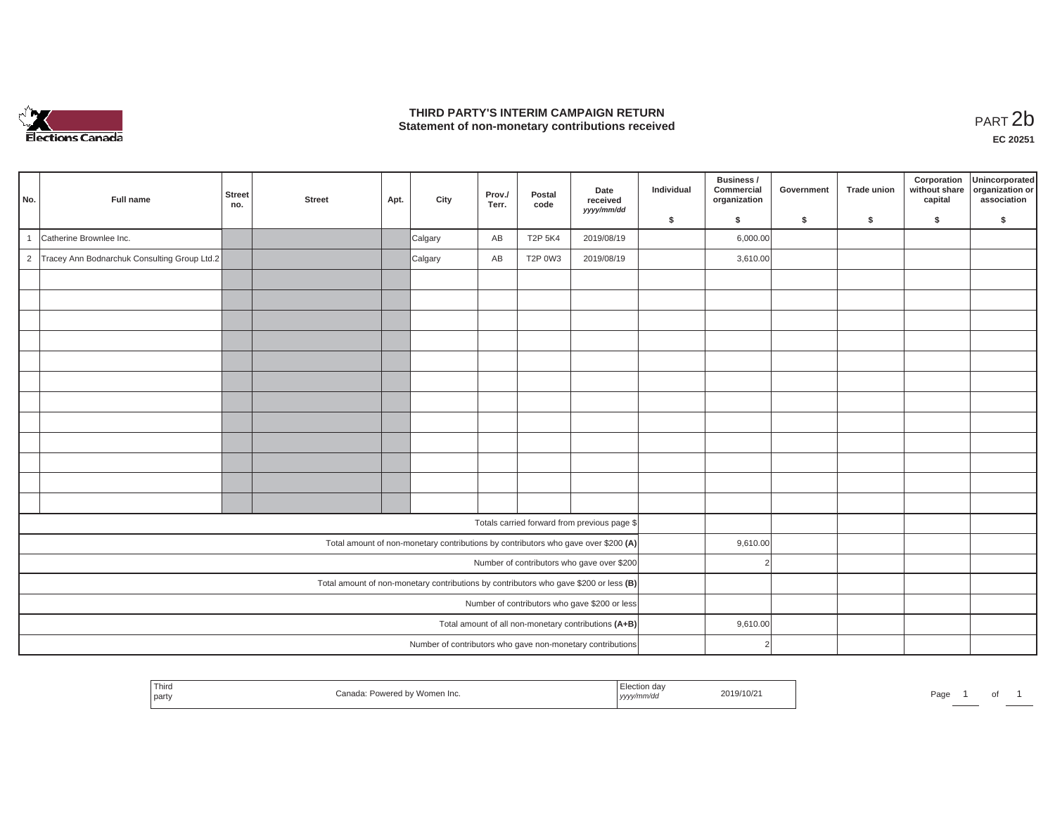# THIRD PARTY'S INTERIM CAMPAIGN RETURN
## Statement of non-monetary contributions received

PART 2b

**EC 20251**

| No. | Full name | Street no. | Street | Apt. | City | Prov./ Terr. | Postal code | Date received yyyy/mm/dd | Individual $ | Business / Commercial organization $ | Government $ | Trade union $ | Corporation without share capital $ | Unincorporated organization or association $ |
|---|---|---|---|---|---|---|---|---|---|---|---|---|---|---|
| 1 | Catherine Brownlee Inc. | | | | Calgary | AB | T2P 5K4 | 2019/08/19 | | 6,000.00 | | | | |
| 2 | Tracey Ann Bodnarchuk Consulting Group Ltd.2 | | | | Calgary | AB | T2P 0W3 | 2019/08/19 | | 3,610.00 | | | | |
| | | | | | | | | | | | | | | |
| | | | | | | | | | | | | | | |
| | | | | | | | | | | | | | | |
| | | | | | | | | | | | | | | |
| | | | | | | | | | | | | | | |
| | | | | | | | | | | | | | | |
| | | | | | | | | | | | | | | |
| | | | | | | | | | | | | | | |
| | | | | | | | | | | | | | | |
| | | | | | | | | | | | | | | |
| | | | | | | | | | | | | | | |
| | | | | | | | | | | | | | | |
| | Totals carried forward from previous page $ | | | | | | | | | | | | | |
| | Total amount of non-monetary contributions by contributors who gave over $200 (A) | | | | | | | | | 9,610.00 | | | | |
| | Number of contributors who gave over $200 | | | | | | | | | 2 | | | | |
| | Total amount of non-monetary contributions by contributors who gave $200 or less (B) | | | | | | | | | | | | | |
| | Number of contributors who gave $200 or less | | | | | | | | | | | | | |
| | Total amount of all non-monetary contributions (A+B) | | | | | | | | | 9,610.00 | | | | |
| | Number of contributors who gave non-monetary contributions | | | | | | | | | 2 | | | | |

| Third party | Canada: Powered by Women Inc. | Election day yyyy/mm/dd | 2019/10/21 |
|---|---|---|---|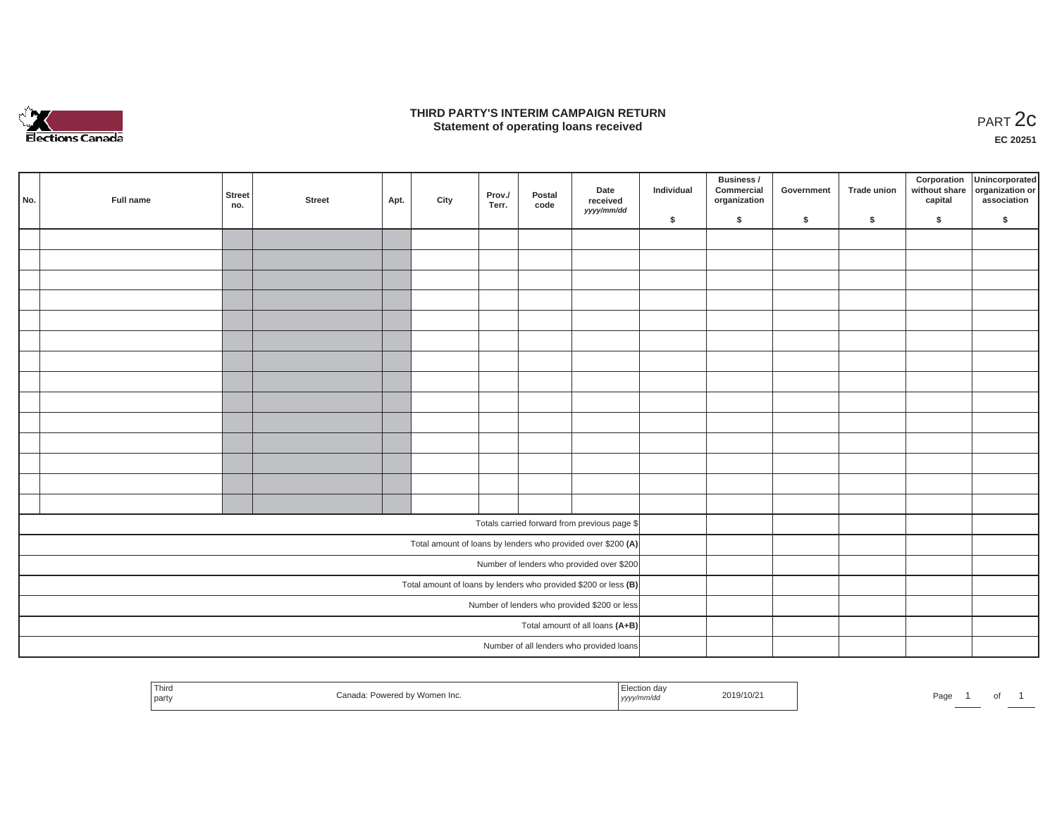# THIRD PARTY'S INTERIM CAMPAIGN RETURN
## Statement of operating loans received

PART 2c

EC 20251

| No. | Full name | Street no. | Street | Apt. | City | Prov./ Terr. | Postal code | Date received *yyyy/mm/dd* | Individual $ | Business / Commercial organization $ | Government $ | Trade union $ | Corporation without share capital $ | Unincorporated organization or association $ |
|---|---|---|---|---|---|---|---|---|---|---|---|---|---|---|
| | | | | | | | | | | | | | | |
| | | | | | | | | | | | | | | |
| | | | | | | | | | | | | | | |
| | | | | | | | | | | | | | | |
| | | | | | | | | | | | | | | |
| | | | | | | | | | | | | | | |
| | | | | | | | | | | | | | | |
| | | | | | | | | | | | | | | |
| | | | | | | | | | | | | | | |
| | | | | | | | | | | | | | | |
| | | | | | | | | | | | | | | |
| | | | | | | | | | | | | | | |
| | | | | | | | | | | | | | | |
| | | | | | | | | | | | | | | |
| Totals carried forward from previous page $ | | | | | | | | | | | | | | |
| Total amount of loans by lenders who provided over $200 **(A)** | | | | | | | | | | | | | | |
| Number of lenders who provided over $200 | | | | | | | | | | | | | | |
| Total amount of loans by lenders who provided $200 or less **(B)** | | | | | | | | | | | | | | |
| Number of lenders who provided $200 or less | | | | | | | | | | | | | | |
| Total amount of all loans **(A+B)** | | | | | | | | | | | | | | |
| Number of all lenders who provided loans | | | | | | | | | | | | | | |

| Third party | Canada: Powered by Women Inc. | Election day *yyyy/mm/dd* | 2019/10/21 |
|---|---|---|---|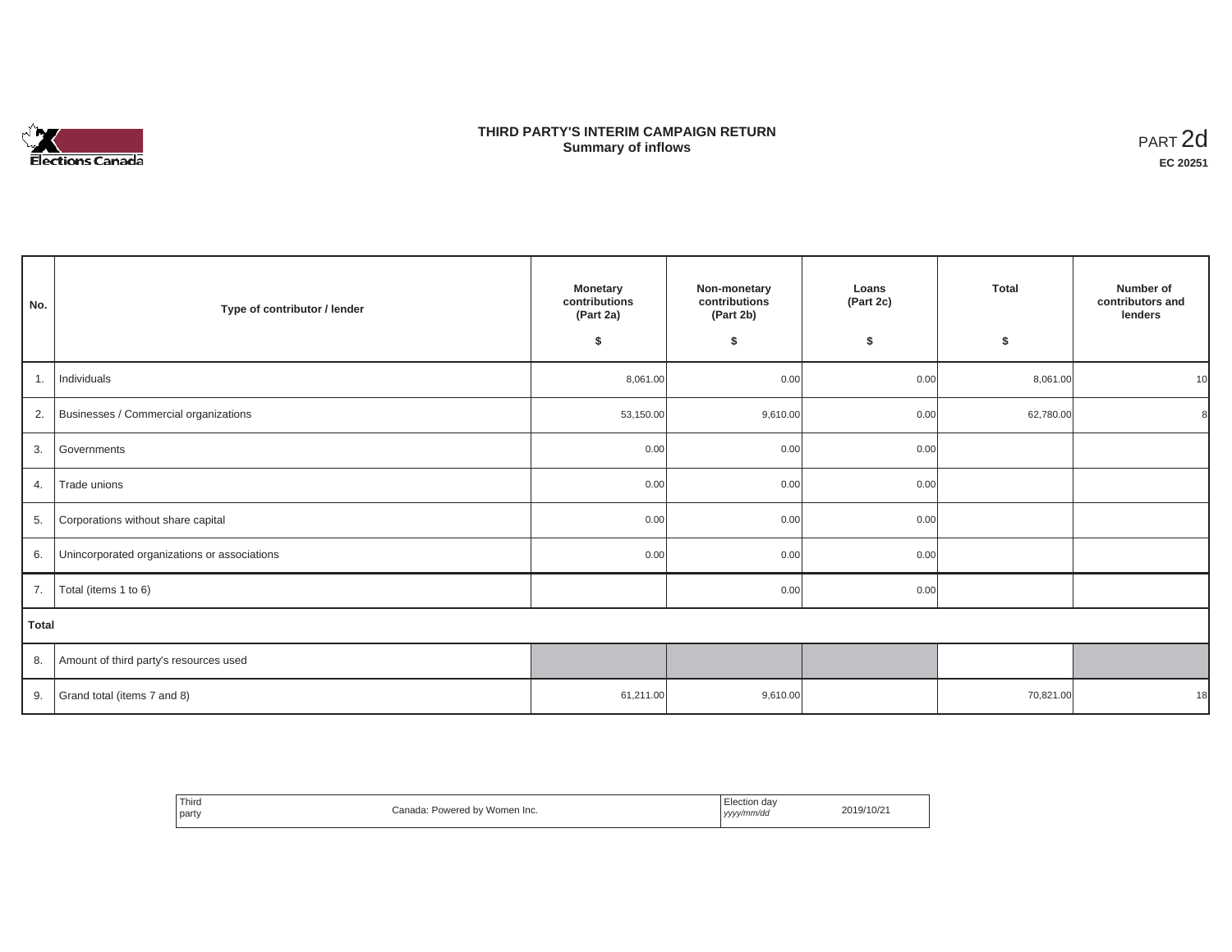# THIRD PARTY'S INTERIM CAMPAIGN RETURN
## Summary of inflows

PART 2d

**EC 20251**

| No. | Type of contributor / lender | Monetary contributions (Part 2a) $ | Non-monetary contributions (Part 2b) $ | Loans (Part 2c) $ | Total $ | Number of contributors and lenders |
|---|---|---|---|---|---|---|
| 1. | Individuals | 8,061.00 | 0.00 | 0.00 | 8,061.00 | 10 |
| 2. | Businesses / Commercial organizations | 53,150.00 | 9,610.00 | 0.00 | 62,780.00 | 8 |
| 3. | Governments | 0.00 | 0.00 | 0.00 | | |
| 4. | Trade unions | 0.00 | 0.00 | 0.00 | | |
| 5. | Corporations without share capital | 0.00 | 0.00 | 0.00 | | |
| 6. | Unincorporated organizations or associations | 0.00 | 0.00 | 0.00 | | |
| 7. | Total (items 1 to 6) | | 0.00 | 0.00 | | |
| **Total** | | | | | | |
| 8. | Amount of third party's resources used | | | | | |
| 9. | Grand total (items 7 and 8) | 61,211.00 | 9,610.00 | | 70,821.00 | 18 |

| Third party | Canada: Powered by Women Inc. | Election day *yyyy/mm/dd* | 2019/10/21 |
|---|---|---|---|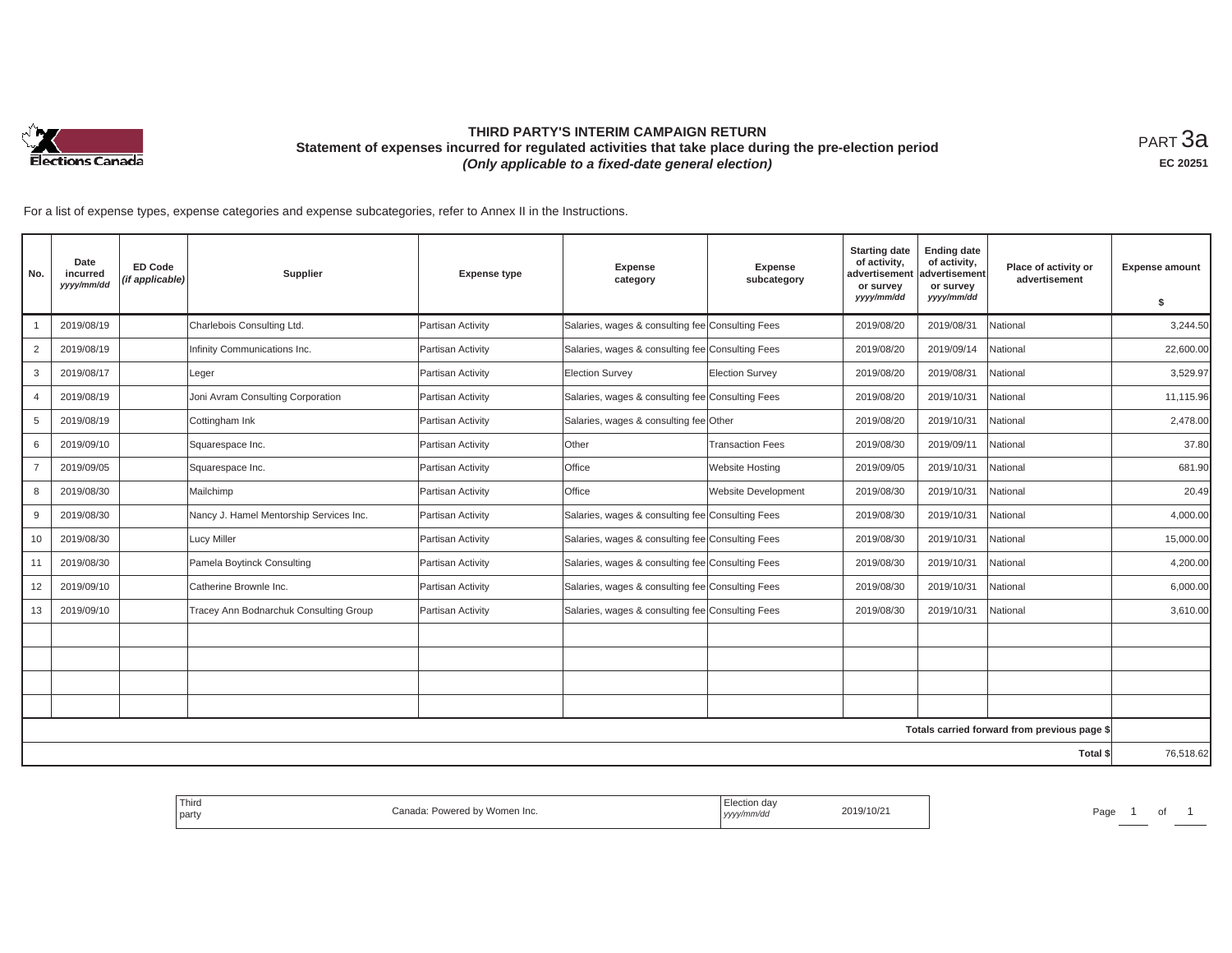# THIRD PARTY'S INTERIM CAMPAIGN RETURN

## Statement of expenses incurred for regulated activities that take place during the pre-election period

***(Only applicable to a fixed-date general election)***

PART 3a

**EC 20251**

For a list of expense types, expense categories and expense subcategories, refer to Annex II in the Instructions.

| No. | Date incurred *yyyy/mm/dd* | ED Code *(if applicable)* | Supplier | Expense type | Expense category | Expense subcategory | Starting date of activity, advertisement or survey *yyyy/mm/dd* | Ending date of activity, advertisement or survey *yyyy/mm/dd* | Place of activity or advertisement | Expense amount $ |
|---|---|---|---|---|---|---|---|---|---|---|
| 1 | 2019/08/19 | | Charlebois Consulting Ltd. | Partisan Activity | Salaries, wages & consulting fee | Consulting Fees | 2019/08/20 | 2019/08/31 | National | 3,244.50 |
| 2 | 2019/08/19 | | Infinity Communications Inc. | Partisan Activity | Salaries, wages & consulting fee | Consulting Fees | 2019/08/20 | 2019/09/14 | National | 22,600.00 |
| 3 | 2019/08/17 | | Leger | Partisan Activity | Election Survey | Election Survey | 2019/08/20 | 2019/08/31 | National | 3,529.97 |
| 4 | 2019/08/19 | | Joni Avram Consulting Corporation | Partisan Activity | Salaries, wages & consulting fee | Consulting Fees | 2019/08/20 | 2019/10/31 | National | 11,115.96 |
| 5 | 2019/08/19 | | Cottingham Ink | Partisan Activity | Salaries, wages & consulting fee | Other | 2019/08/20 | 2019/10/31 | National | 2,478.00 |
| 6 | 2019/09/10 | | Squarespace Inc. | Partisan Activity | Other | Transaction Fees | 2019/08/30 | 2019/09/11 | National | 37.80 |
| 7 | 2019/09/05 | | Squarespace Inc. | Partisan Activity | Office | Website Hosting | 2019/09/05 | 2019/10/31 | National | 681.90 |
| 8 | 2019/08/30 | | Mailchimp | Partisan Activity | Office | Website Development | 2019/08/30 | 2019/10/31 | National | 20.49 |
| 9 | 2019/08/30 | | Nancy J. Hamel Mentorship Services Inc. | Partisan Activity | Salaries, wages & consulting fee | Consulting Fees | 2019/08/30 | 2019/10/31 | National | 4,000.00 |
| 10 | 2019/08/30 | | Lucy Miller | Partisan Activity | Salaries, wages & consulting fee | Consulting Fees | 2019/08/30 | 2019/10/31 | National | 15,000.00 |
| 11 | 2019/08/30 | | Pamela Boytinck Consulting | Partisan Activity | Salaries, wages & consulting fee | Consulting Fees | 2019/08/30 | 2019/10/31 | National | 4,200.00 |
| 12 | 2019/09/10 | | Catherine Brownle Inc. | Partisan Activity | Salaries, wages & consulting fee | Consulting Fees | 2019/08/30 | 2019/10/31 | National | 6,000.00 |
| 13 | 2019/09/10 | | Tracey Ann Bodnarchuk Consulting Group | Partisan Activity | Salaries, wages & consulting fee | Consulting Fees | 2019/08/30 | 2019/10/31 | National | 3,610.00 |
| | | | | | | | | | | |
| | | | | | | | | | | |
| | | | | | | | | | | |
| | | | | | | | | | | |
| | | | | | | | | | Totals carried forward from previous page $ | |
| | | | | | | | | | Total $ | 76,518.62 |

| Third party | Canada: Powered by Women Inc. | Election day *yyyy/mm/dd* | 2019/10/21 |
|---|---|---|---|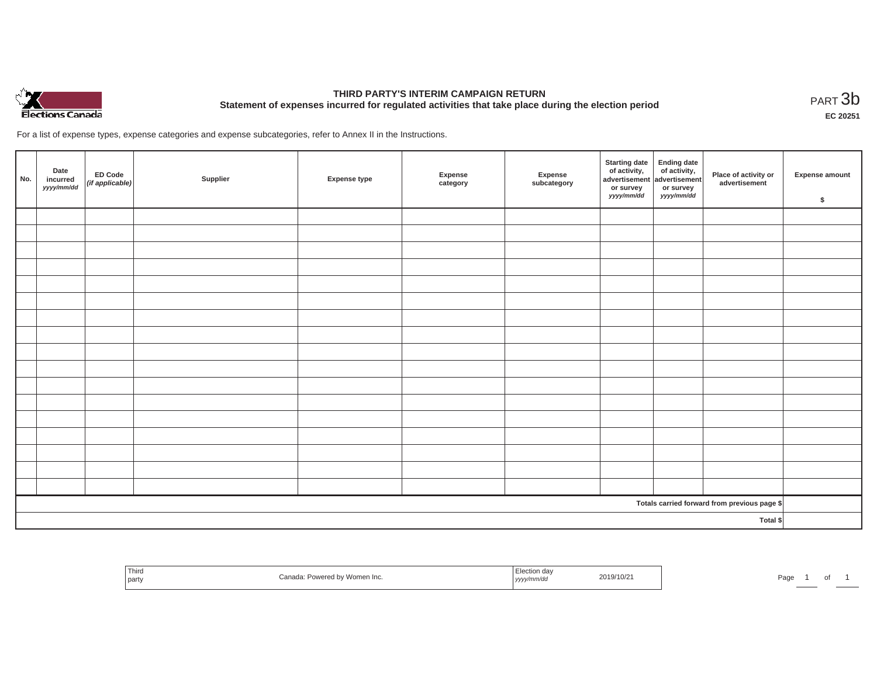# THIRD PARTY'S INTERIM CAMPAIGN RETURN

## Statement of expenses incurred for regulated activities that take place during the election period

PART 3b

**EC 20251**

For a list of expense types, expense categories and expense subcategories, refer to Annex II in the Instructions.

| No. | Date incurred *yyyy/mm/dd* | ED Code *(if applicable)* | Supplier | Expense type | Expense category | Expense subcategory | Starting date of activity, advertisement or survey *yyyy/mm/dd* | Ending date of activity, advertisement or survey *yyyy/mm/dd* | Place of activity or advertisement | Expense amount $ |
|---|---|---|---|---|---|---|---|---|---|---|
| | | | | | | | | | | |
| | | | | | | | | | | |
| | | | | | | | | | | |
| | | | | | | | | | | |
| | | | | | | | | | | |
| | | | | | | | | | | |
| | | | | | | | | | | |
| | | | | | | | | | | |
| | | | | | | | | | | |
| | | | | | | | | | | |
| | | | | | | | | | | |
| | | | | | | | | | | |
| | | | | | | | | | | |
| | | | | | | | | | | |
| | | | | | | | | | | |
| | | | | | | | | | | |
| | | | | | | | | | | |
| | | | | | | | | | **Totals carried forward from previous page $** | |
| | | | | | | | | | **Total $** | |

| Third party | Canada: Powered by Women Inc. | Election day *yyyy/mm/dd* | 2019/10/21 |
|---|---|---|---|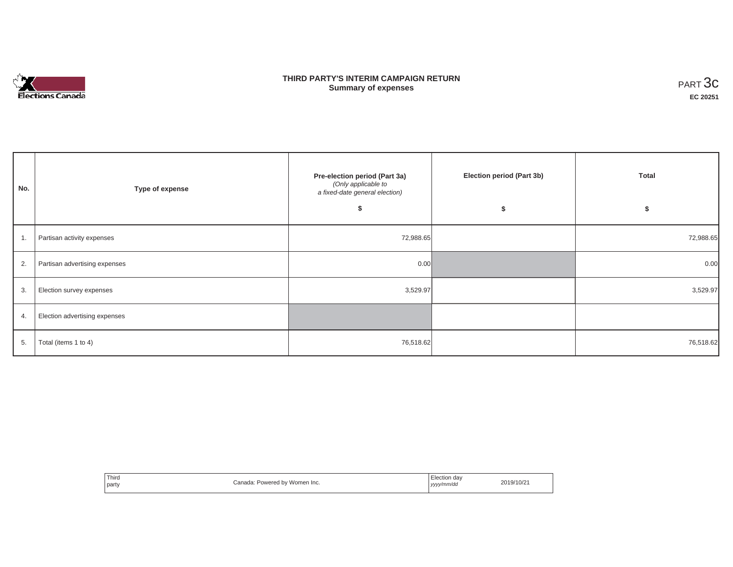# THIRD PARTY'S INTERIM CAMPAIGN RETURN
## Summary of expenses

PART 3c

**EC 20251**

| No. | Type of expense | Pre-election period (Part 3a) *(Only applicable to a fixed-date general election)* $ | Election period (Part 3b) $ | Total $ |
|---|---|---|---|---|
| 1. | Partisan activity expenses | 72,988.65 | | 72,988.65 |
| 2. | Partisan advertising expenses | 0.00 | | 0.00 |
| 3. | Election survey expenses | 3,529.97 | | 3,529.97 |
| 4. | Election advertising expenses | | | |
| 5. | Total (items 1 to 4) | 76,518.62 | | 76,518.62 |

| Third party | Canada: Powered by Women Inc. | Election day *yyyy/mm/dd* | 2019/10/21 |
|---|---|---|---|